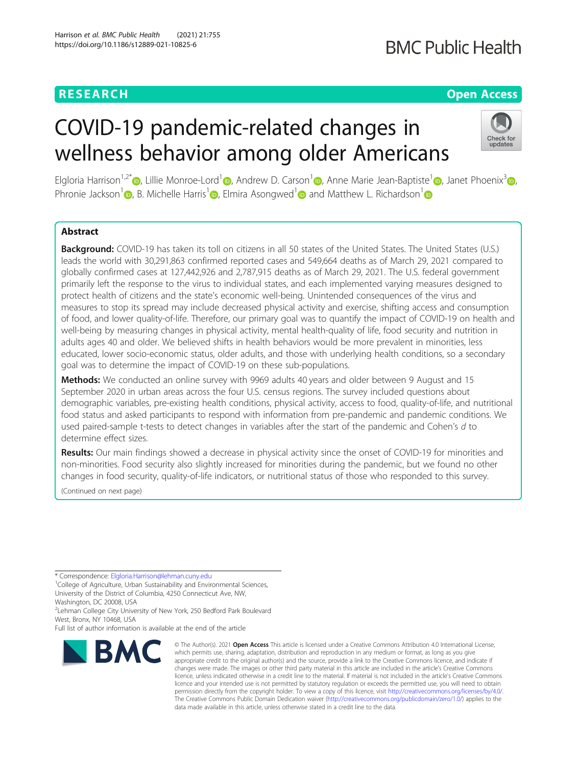RESEARCH

Open Access

# COVID-19 pandemic-related changes in wellness behavior among older Americans

Elgloria Harrison[1,2*], Lillie Monroe-Lord[1], Andrew D. Carson[1], Anne Marie Jean-Baptiste[1], Janet Phoenix[3], Phronie Jackson[1], B. Michelle Harris[1], Elmira Asongwed[1] and Matthew L. Richardson[1]

## Abstract

**Background:** COVID-19 has taken its toll on citizens in all 50 states of the United States. The United States (U.S.) leads the world with 30,291,863 confirmed reported cases and 549,664 deaths as of March 29, 2021 compared to globally confirmed cases at 127,442,926 and 2,787,915 deaths as of March 29, 2021. The U.S. federal government primarily left the response to the virus to individual states, and each implemented varying measures designed to protect health of citizens and the state's economic well-being. Unintended consequences of the virus and measures to stop its spread may include decreased physical activity and exercise, shifting access and consumption of food, and lower quality-of-life. Therefore, our primary goal was to quantify the impact of COVID-19 on health and well-being by measuring changes in physical activity, mental health-quality of life, food security and nutrition in adults ages 40 and older. We believed shifts in health behaviors would be more prevalent in minorities, less educated, lower socio-economic status, older adults, and those with underlying health conditions, so a secondary goal was to determine the impact of COVID-19 on these sub-populations.

**Methods:** We conducted an online survey with 9969 adults 40 years and older between 9 August and 15 September 2020 in urban areas across the four U.S. census regions. The survey included questions about demographic variables, pre-existing health conditions, physical activity, access to food, quality-of-life, and nutritional food status and asked participants to respond with information from pre-pandemic and pandemic conditions. We used paired-sample t-tests to detect changes in variables after the start of the pandemic and Cohen's *d* to determine effect sizes.

**Results:** Our main findings showed a decrease in physical activity since the onset of COVID-19 for minorities and non-minorities. Food security also slightly increased for minorities during the pandemic, but we found no other changes in food security, quality-of-life indicators, or nutritional status of those who responded to this survey.

(Continued on next page)

\* Correspondence: Elgloria.Harrison@lehman.cuny.edu

[1]College of Agriculture, Urban Sustainability and Environmental Sciences, University of the District of Columbia, 4250 Connecticut Ave, NW, Washington, DC 20008, USA

[2]Lehman College City University of New York, 250 Bedford Park Boulevard West, Bronx, NY 10468, USA

Full list of author information is available at the end of the article

© The Author(s). 2021 **Open Access** This article is licensed under a Creative Commons Attribution 4.0 International License, which permits use, sharing, adaptation, distribution and reproduction in any medium or format, as long as you give appropriate credit to the original author(s) and the source, provide a link to the Creative Commons licence, and indicate if changes were made. The images or other third party material in this article are included in the article's Creative Commons licence, unless indicated otherwise in a credit line to the material. If material is not included in the article's Creative Commons licence and your intended use is not permitted by statutory regulation or exceeds the permitted use, you will need to obtain permission directly from the copyright holder. To view a copy of this licence, visit http://creativecommons.org/licenses/by/4.0/. The Creative Commons Public Domain Dedication waiver (http://creativecommons.org/publicdomain/zero/1.0/) applies to the data made available in this article, unless otherwise stated in a credit line to the data.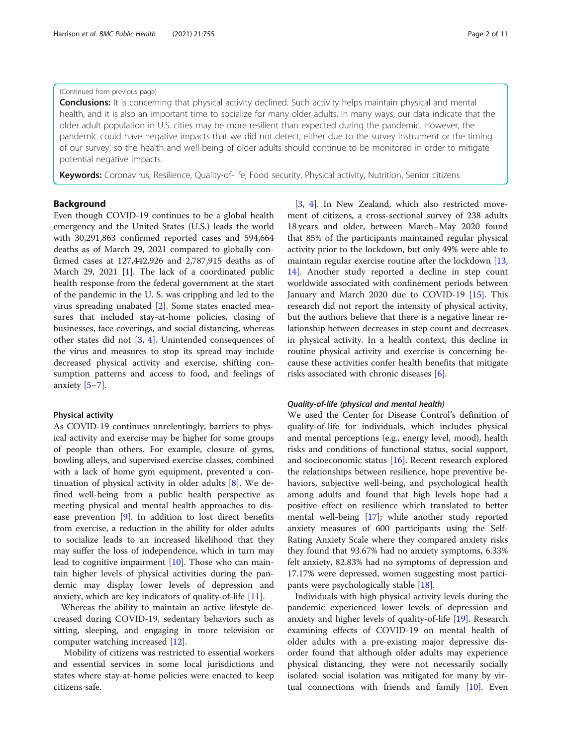(Continued from previous page)

**Conclusions:** It is concerning that physical activity declined. Such activity helps maintain physical and mental health, and it is also an important time to socialize for many older adults. In many ways, our data indicate that the older adult population in U.S. cities may be more resilient than expected during the pandemic. However, the pandemic could have negative impacts that we did not detect, either due to the survey instrument or the timing of our survey, so the health and well-being of older adults should continue to be monitored in order to mitigate potential negative impacts.

**Keywords:** Coronavirus, Resilience, Quality-of-life, Food security, Physical activity, Nutrition, Senior citizens

## Background

Even though COVID-19 continues to be a global health emergency and the United States (U.S.) leads the world with 30,291,863 confirmed reported cases and 594,664 deaths as of March 29, 2021 compared to globally confirmed cases at 127,442,926 and 2,787,915 deaths as of March 29, 2021 [1]. The lack of a coordinated public health response from the federal government at the start of the pandemic in the U. S. was crippling and led to the virus spreading unabated [2]. Some states enacted measures that included stay-at-home policies, closing of businesses, face coverings, and social distancing, whereas other states did not [3, 4]. Unintended consequences of the virus and measures to stop its spread may include decreased physical activity and exercise, shifting consumption patterns and access to food, and feelings of anxiety [5–7].

### Physical activity

As COVID-19 continues unrelentingly, barriers to physical activity and exercise may be higher for some groups of people than others. For example, closure of gyms, bowling alleys, and supervised exercise classes, combined with a lack of home gym equipment, prevented a continuation of physical activity in older adults [8]. We defined well-being from a public health perspective as meeting physical and mental health approaches to disease prevention [9]. In addition to lost direct benefits from exercise, a reduction in the ability for older adults to socialize leads to an increased likelihood that they may suffer the loss of independence, which in turn may lead to cognitive impairment [10]. Those who can maintain higher levels of physical activities during the pandemic may display lower levels of depression and anxiety, which are key indicators of quality-of-life [11].

Whereas the ability to maintain an active lifestyle decreased during COVID-19, sedentary behaviors such as sitting, sleeping, and engaging in more television or computer watching increased [12].

Mobility of citizens was restricted to essential workers and essential services in some local jurisdictions and states where stay-at-home policies were enacted to keep citizens safe [3, 4]. In New Zealand, which also restricted movement of citizens, a cross-sectional survey of 238 adults 18 years and older, between March–May 2020 found that 85% of the participants maintained regular physical activity prior to the lockdown, but only 49% were able to maintain regular exercise routine after the lockdown [13, 14]. Another study reported a decline in step count worldwide associated with confinement periods between January and March 2020 due to COVID-19 [15]. This research did not report the intensity of physical activity, but the authors believe that there is a negative linear relationship between decreases in step count and decreases in physical activity. In a health context, this decline in routine physical activity and exercise is concerning because these activities confer health benefits that mitigate risks associated with chronic diseases [6].

#### *Quality-of-life (physical and mental health)*

We used the Center for Disease Control's definition of quality-of-life for individuals, which includes physical and mental perceptions (e.g., energy level, mood), health risks and conditions of functional status, social support, and socioeconomic status [16]. Recent research explored the relationships between resilience, hope preventive behaviors, subjective well-being, and psychological health among adults and found that high levels hope had a positive effect on resilience which translated to better mental well-being [17]; while another study reported anxiety measures of 600 participants using the Self-Rating Anxiety Scale where they compared anxiety risks they found that 93.67% had no anxiety symptoms, 6.33% felt anxiety, 82.83% had no symptoms of depression and 17.17% were depressed, women suggesting most participants were psychologically stable [18].

Individuals with high physical activity levels during the pandemic experienced lower levels of depression and anxiety and higher levels of quality-of-life [19]. Research examining effects of COVID-19 on mental health of older adults with a pre-existing major depressive disorder found that although older adults may experience physical distancing, they were not necessarily socially isolated: social isolation was mitigated for many by virtual connections with friends and family [10]. Even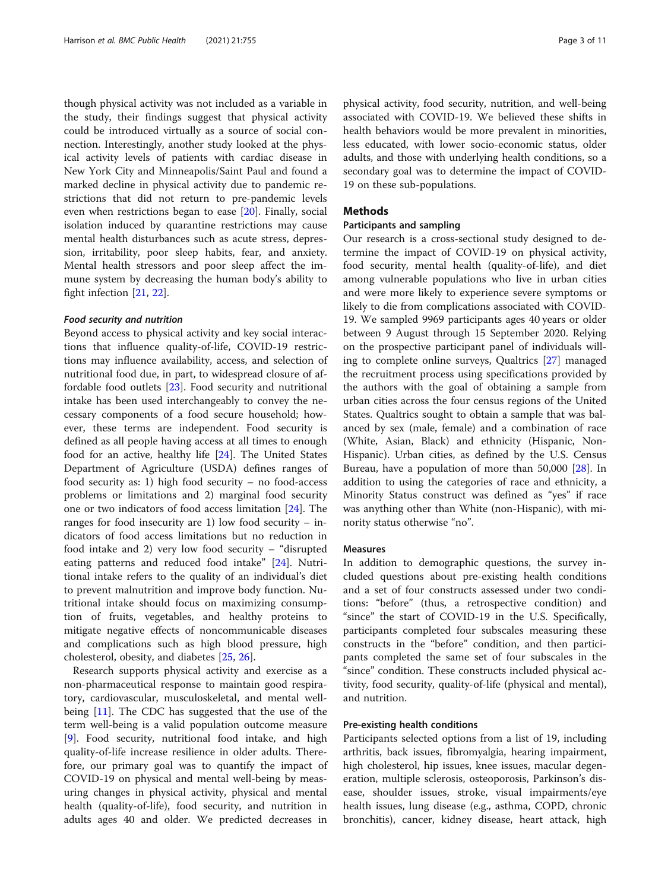though physical activity was not included as a variable in the study, their findings suggest that physical activity could be introduced virtually as a source of social connection. Interestingly, another study looked at the physical activity levels of patients with cardiac disease in New York City and Minneapolis/Saint Paul and found a marked decline in physical activity due to pandemic restrictions that did not return to pre-pandemic levels even when restrictions began to ease [20]. Finally, social isolation induced by quarantine restrictions may cause mental health disturbances such as acute stress, depression, irritability, poor sleep habits, fear, and anxiety. Mental health stressors and poor sleep affect the immune system by decreasing the human body's ability to fight infection [21, 22].

#### *Food security and nutrition*

Beyond access to physical activity and key social interactions that influence quality-of-life, COVID-19 restrictions may influence availability, access, and selection of nutritional food due, in part, to widespread closure of affordable food outlets [23]. Food security and nutritional intake has been used interchangeably to convey the necessary components of a food secure household; however, these terms are independent. Food security is defined as all people having access at all times to enough food for an active, healthy life [24]. The United States Department of Agriculture (USDA) defines ranges of food security as: 1) high food security – no food-access problems or limitations and 2) marginal food security one or two indicators of food access limitation [24]. The ranges for food insecurity are 1) low food security – indicators of food access limitations but no reduction in food intake and 2) very low food security – "disrupted eating patterns and reduced food intake" [24]. Nutritional intake refers to the quality of an individual's diet to prevent malnutrition and improve body function. Nutritional intake should focus on maximizing consumption of fruits, vegetables, and healthy proteins to mitigate negative effects of noncommunicable diseases and complications such as high blood pressure, high cholesterol, obesity, and diabetes [25, 26].

Research supports physical activity and exercise as a non-pharmaceutical response to maintain good respiratory, cardiovascular, musculoskeletal, and mental well-being [11]. The CDC has suggested that the use of the term well-being is a valid population outcome measure [9]. Food security, nutritional food intake, and high quality-of-life increase resilience in older adults. Therefore, our primary goal was to quantify the impact of COVID-19 on physical and mental well-being by measuring changes in physical activity, physical and mental health (quality-of-life), food security, and nutrition in adults ages 40 and older. We predicted decreases in physical activity, food security, nutrition, and well-being associated with COVID-19. We believed these shifts in health behaviors would be more prevalent in minorities, less educated, with lower socio-economic status, older adults, and those with underlying health conditions, so a secondary goal was to determine the impact of COVID-19 on these sub-populations.

## Methods

### Participants and sampling

Our research is a cross-sectional study designed to determine the impact of COVID-19 on physical activity, food security, mental health (quality-of-life), and diet among vulnerable populations who live in urban cities and were more likely to experience severe symptoms or likely to die from complications associated with COVID-19. We sampled 9969 participants ages 40 years or older between 9 August through 15 September 2020. Relying on the prospective participant panel of individuals willing to complete online surveys, Qualtrics [27] managed the recruitment process using specifications provided by the authors with the goal of obtaining a sample from urban cities across the four census regions of the United States. Qualtrics sought to obtain a sample that was balanced by sex (male, female) and a combination of race (White, Asian, Black) and ethnicity (Hispanic, Non-Hispanic). Urban cities, as defined by the U.S. Census Bureau, have a population of more than 50,000 [28]. In addition to using the categories of race and ethnicity, a Minority Status construct was defined as "yes" if race was anything other than White (non-Hispanic), with minority status otherwise "no".

### Measures

In addition to demographic questions, the survey included questions about pre-existing health conditions and a set of four constructs assessed under two conditions: "before" (thus, a retrospective condition) and "since" the start of COVID-19 in the U.S. Specifically, participants completed four subscales measuring these constructs in the "before" condition, and then participants completed the same set of four subscales in the "since" condition. These constructs included physical activity, food security, quality-of-life (physical and mental), and nutrition.

### Pre-existing health conditions

Participants selected options from a list of 19, including arthritis, back issues, fibromyalgia, hearing impairment, high cholesterol, hip issues, knee issues, macular degeneration, multiple sclerosis, osteoporosis, Parkinson's disease, shoulder issues, stroke, visual impairments/eye health issues, lung disease (e.g., asthma, COPD, chronic bronchitis), cancer, kidney disease, heart attack, high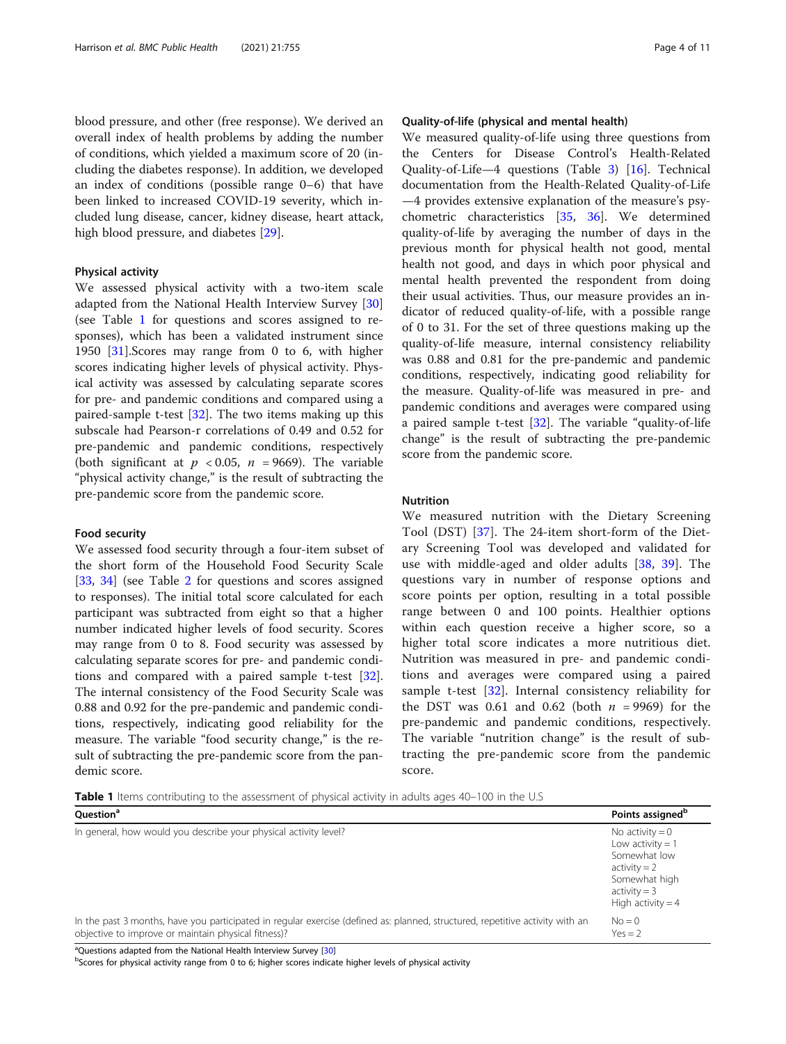blood pressure, and other (free response). We derived an overall index of health problems by adding the number of conditions, which yielded a maximum score of 20 (including the diabetes response). In addition, we developed an index of conditions (possible range 0–6) that have been linked to increased COVID-19 severity, which included lung disease, cancer, kidney disease, heart attack, high blood pressure, and diabetes [29].

### Physical activity

We assessed physical activity with a two-item scale adapted from the National Health Interview Survey [30] (see Table 1 for questions and scores assigned to responses), which has been a validated instrument since 1950 [31].Scores may range from 0 to 6, with higher scores indicating higher levels of physical activity. Physical activity was assessed by calculating separate scores for pre- and pandemic conditions and compared using a paired-sample t-test [32]. The two items making up this subscale had Pearson-r correlations of 0.49 and 0.52 for pre-pandemic and pandemic conditions, respectively (both significant at $p < 0.05$, $n = 9669$). The variable "physical activity change," is the result of subtracting the pre-pandemic score from the pandemic score.

### Food security

We assessed food security through a four-item subset of the short form of the Household Food Security Scale [33, 34] (see Table 2 for questions and scores assigned to responses). The initial total score calculated for each participant was subtracted from eight so that a higher number indicated higher levels of food security. Scores may range from 0 to 8. Food security was assessed by calculating separate scores for pre- and pandemic conditions and compared with a paired sample t-test [32]. The internal consistency of the Food Security Scale was 0.88 and 0.92 for the pre-pandemic and pandemic conditions, respectively, indicating good reliability for the measure. The variable "food security change," is the result of subtracting the pre-pandemic score from the pandemic score.

### Quality-of-life (physical and mental health)

We measured quality-of-life using three questions from the Centers for Disease Control's Health-Related Quality-of-Life—4 questions (Table 3) [16]. Technical documentation from the Health-Related Quality-of-Life—4 provides extensive explanation of the measure's psychometric characteristics [35, 36]. We determined quality-of-life by averaging the number of days in the previous month for physical health not good, mental health not good, and days in which poor physical and mental health prevented the respondent from doing their usual activities. Thus, our measure provides an indicator of reduced quality-of-life, with a possible range of 0 to 31. For the set of three questions making up the quality-of-life measure, internal consistency reliability was 0.88 and 0.81 for the pre-pandemic and pandemic conditions, respectively, indicating good reliability for the measure. Quality-of-life was measured in pre- and pandemic conditions and averages were compared using a paired sample t-test [32]. The variable "quality-of-life change" is the result of subtracting the pre-pandemic score from the pandemic score.

### Nutrition

We measured nutrition with the Dietary Screening Tool (DST) [37]. The 24-item short-form of the Dietary Screening Tool was developed and validated for use with middle-aged and older adults [38, 39]. The questions vary in number of response options and score points per option, resulting in a total possible range between 0 and 100 points. Healthier options within each question receive a higher score, so a higher total score indicates a more nutritious diet. Nutrition was measured in pre- and pandemic conditions and averages were compared using a paired sample t-test [32]. Internal consistency reliability for the DST was 0.61 and 0.62 (both $n = 9969$) for the pre-pandemic and pandemic conditions, respectively. The variable "nutrition change" is the result of subtracting the pre-pandemic score from the pandemic score.

**Table 1** Items contributing to the assessment of physical activity in adults ages 40–100 in the U.S

| Question[a] | Points assigned[b] |
|---|---|
| In general, how would you describe your physical activity level? | No activity = 0<br>Low activity = 1<br>Somewhat low activity = 2<br>Somewhat high activity = 3<br>High activity = 4 |
| In the past 3 months, have you participated in regular exercise (defined as: planned, structured, repetitive activity with an objective to improve or maintain physical fitness)? | No = 0<br>Yes = 2 |

[a]Questions adapted from the National Health Interview Survey [30]

[b]Scores for physical activity range from 0 to 6; higher scores indicate higher levels of physical activity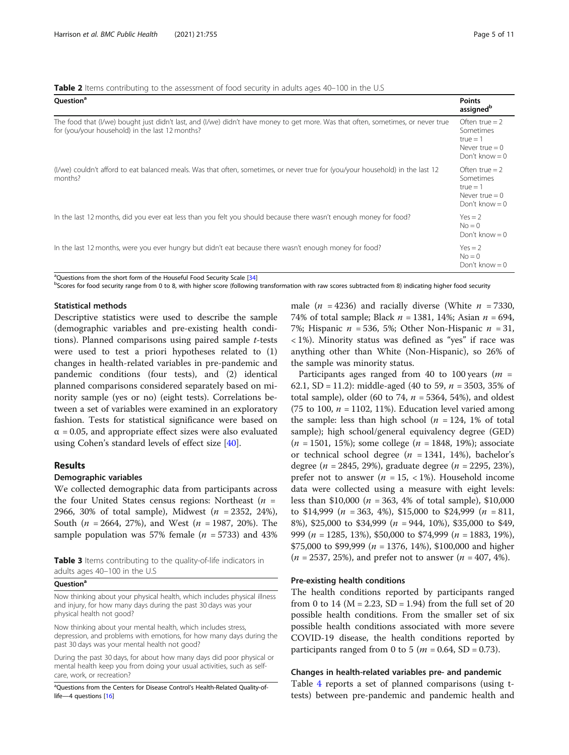**Table 2** Items contributing to the assessment of food security in adults ages 40–100 in the U.S

| Question[a] | Points assigned[b] |
| --- | --- |
| The food that (I/we) bought just didn't last, and (I/we) didn't have money to get more. Was that often, sometimes, or never true for (you/your household) in the last 12 months? | Often true = 2<br>Sometimes true = 1<br>Never true = 0<br>Don't know = 0 |
| (I/we) couldn't afford to eat balanced meals. Was that often, sometimes, or never true for (you/your household) in the last 12 months? | Often true = 2<br>Sometimes true = 1<br>Never true = 0<br>Don't know = 0 |
| In the last 12 months, did you ever eat less than you felt you should because there wasn't enough money for food? | Yes = 2<br>No = 0<br>Don't know = 0 |
| In the last 12 months, were you ever hungry but didn't eat because there wasn't enough money for food? | Yes = 2<br>No = 0<br>Don't know = 0 |

[a]Questions from the short form of the Houseful Food Security Scale [34]
[b]Scores for food security range from 0 to 8, with higher score (following transformation with raw scores subtracted from 8) indicating higher food security

### Statistical methods

Descriptive statistics were used to describe the sample (demographic variables and pre-existing health conditions). Planned comparisons using paired sample *t*-tests were used to test a priori hypotheses related to (1) changes in health-related variables in pre-pandemic and pandemic conditions (four tests), and (2) identical planned comparisons considered separately based on minority sample (yes or no) (eight tests). Correlations between a set of variables were examined in an exploratory fashion. Tests for statistical significance were based on $\alpha = 0.05$, and appropriate effect sizes were also evaluated using Cohen's standard levels of effect size [40].

## Results

### Demographic variables

We collected demographic data from participants across the four United States census regions: Northeast ($n$ = 2966, 30% of total sample), Midwest ($n$ = 2352, 24%), South ($n$ = 2664, 27%), and West ($n$ = 1987, 20%). The sample population was 57% female ($n$ = 5733) and 43% male ($n$ = 4236) and racially diverse (White $n$ = 7330, 74% of total sample; Black $n$ = 1381, 14%; Asian $n$ = 694, 7%; Hispanic $n$ = 536, 5%; Other Non-Hispanic $n$ = 31, < 1%). Minority status was defined as "yes" if race was anything other than White (Non-Hispanic), so 26% of the sample was minority status.

Participants ages ranged from 40 to 100 years ($m$ = 62.1, SD = 11.2): middle-aged (40 to 59, $n$ = 3503, 35% of total sample), older (60 to 74, $n$ = 5364, 54%), and oldest (75 to 100, $n$ = 1102, 11%). Education level varied among the sample: less than high school ($n$ = 124, 1% of total sample); high school/general equivalency degree (GED) ($n$ = 1501, 15%); some college ($n$ = 1848, 19%); associate or technical school degree ($n$ = 1341, 14%), bachelor's degree ($n$ = 2845, 29%), graduate degree ($n$ = 2295, 23%), prefer not to answer ($n$ = 15, < 1%). Household income data were collected using a measure with eight levels: less than \$10,000 ($n$ = 363, 4% of total sample), \$10,000 to \$14,999 ($n$ = 363, 4%), \$15,000 to \$24,999 ($n$ = 811, 8%), \$25,000 to \$34,999 ($n$ = 944, 10%), \$35,000 to \$49,999 ($n$ = 1285, 13%), \$50,000 to \$74,999 ($n$ = 1883, 19%), \$75,000 to \$99,999 ($n$ = 1376, 14%), \$100,000 and higher ($n$ = 2537, 25%), and prefer not to answer ($n$ = 407, 4%).

**Table 3** Items contributing to the quality-of-life indicators in adults ages 40–100 in the U.S

| Question[a] |
| --- |
| Now thinking about your physical health, which includes physical illness and injury, for how many days during the past 30 days was your physical health not good? |
| Now thinking about your mental health, which includes stress, depression, and problems with emotions, for how many days during the past 30 days was your mental health not good? |
| During the past 30 days, for about how many days did poor physical or mental health keep you from doing your usual activities, such as self-care, work, or recreation? |

[a]Questions from the Centers for Disease Control's Health-Related Quality-of-life—4 questions [16]

### Pre-existing health conditions

The health conditions reported by participants ranged from 0 to 14 (M = 2.23, SD = 1.94) from the full set of 20 possible health conditions. From the smaller set of six possible health conditions associated with more severe COVID-19 disease, the health conditions reported by participants ranged from 0 to 5 ($m$ = 0.64, SD = 0.73).

### Changes in health-related variables pre- and pandemic

Table 4 reports a set of planned comparisons (using t-tests) between pre-pandemic and pandemic health and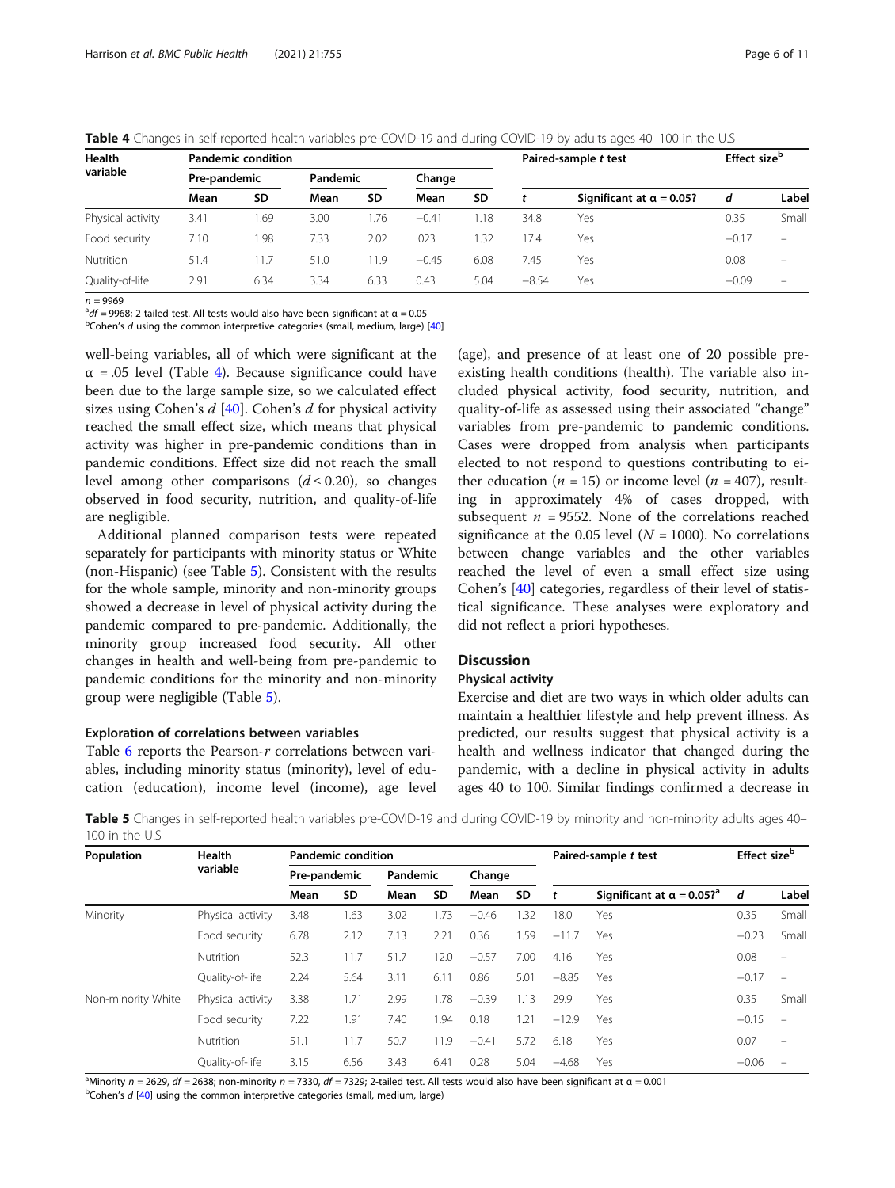**Table 4** Changes in self-reported health variables pre-COVID-19 and during COVID-19 by adults ages 40–100 in the U.S

| Health variable | Pandemic condition | | | | | | Paired-sample *t* test | | Effect size[b] | |
|---|---|---|---|---|---|---|---|---|---|---|
| | Pre-pandemic | | Pandemic | | Change | | | | | |
| | Mean | SD | Mean | SD | Mean | SD | *t* | Significant at α = 0.05? | *d* | Label |
| Physical activity | 3.41 | 1.69 | 3.00 | 1.76 | −0.41 | 1.18 | 34.8 | Yes | 0.35 | Small |
| Food security | 7.10 | 1.98 | 7.33 | 2.02 | .023 | 1.32 | 17.4 | Yes | −0.17 | – |
| Nutrition | 51.4 | 11.7 | 51.0 | 11.9 | −0.45 | 6.08 | 7.45 | Yes | 0.08 | – |
| Quality-of-life | 2.91 | 6.34 | 3.34 | 6.33 | 0.43 | 5.04 | −8.54 | Yes | −0.09 | – |

$n = 9969$
[a]$df = 9968$; 2-tailed test. All tests would also have been significant at α = 0.05
[b]Cohen's *d* using the common interpretive categories (small, medium, large) [40]

well-being variables, all of which were significant at the α = .05 level (Table 4). Because significance could have been due to the large sample size, so we calculated effect sizes using Cohen's *d* [40]. Cohen's *d* for physical activity reached the small effect size, which means that physical activity was higher in pre-pandemic conditions than in pandemic conditions. Effect size did not reach the small level among other comparisons ($d \leq 0.20$), so changes observed in food security, nutrition, and quality-of-life are negligible.

Additional planned comparison tests were repeated separately for participants with minority status or White (non-Hispanic) (see Table 5). Consistent with the results for the whole sample, minority and non-minority groups showed a decrease in level of physical activity during the pandemic compared to pre-pandemic. Additionally, the minority group increased food security. All other changes in health and well-being from pre-pandemic to pandemic conditions for the minority and non-minority group were negligible (Table 5).

### Exploration of correlations between variables

Table 6 reports the Pearson-*r* correlations between variables, including minority status (minority), level of education (education), income level (income), age level (age), and presence of at least one of 20 possible pre-existing health conditions (health). The variable also included physical activity, food security, nutrition, and quality-of-life as assessed using their associated "change" variables from pre-pandemic to pandemic conditions. Cases were dropped from analysis when participants elected to not respond to questions contributing to either education ($n = 15$) or income level ($n = 407$), resulting in approximately 4% of cases dropped, with subsequent $n = 9552$. None of the correlations reached significance at the 0.05 level ($N = 1000$). No correlations between change variables and the other variables reached the level of even a small effect size using Cohen's [40] categories, regardless of their level of statistical significance. These analyses were exploratory and did not reflect a priori hypotheses.

## Discussion

### Physical activity

Exercise and diet are two ways in which older adults can maintain a healthier lifestyle and help prevent illness. As predicted, our results suggest that physical activity is a health and wellness indicator that changed during the pandemic, with a decline in physical activity in adults ages 40 to 100. Similar findings confirmed a decrease in

**Table 5** Changes in self-reported health variables pre-COVID-19 and during COVID-19 by minority and non-minority adults ages 40–100 in the U.S

| Population | Health variable | Pandemic condition | | | | | | Paired-sample *t* test | | Effect size[b] | |
|---|---|---|---|---|---|---|---|---|---|---|---|
| | | Pre-pandemic | | Pandemic | | Change | | | | | |
| | | Mean | SD | Mean | SD | Mean | SD | *t* | Significant at α = 0.05?[a] | *d* | Label |
| Minority | Physical activity | 3.48 | 1.63 | 3.02 | 1.73 | −0.46 | 1.32 | 18.0 | Yes | 0.35 | Small |
| | Food security | 6.78 | 2.12 | 7.13 | 2.21 | 0.36 | 1.59 | −11.7 | Yes | −0.23 | Small |
| | Nutrition | 52.3 | 11.7 | 51.7 | 12.0 | −0.57 | 7.00 | 4.16 | Yes | 0.08 | – |
| | Quality-of-life | 2.24 | 5.64 | 3.11 | 6.11 | 0.86 | 5.01 | −8.85 | Yes | −0.17 | – |
| Non-minority White | Physical activity | 3.38 | 1.71 | 2.99 | 1.78 | −0.39 | 1.13 | 29.9 | Yes | 0.35 | Small |
| | Food security | 7.22 | 1.91 | 7.40 | 1.94 | 0.18 | 1.21 | −12.9 | Yes | −0.15 | – |
| | Nutrition | 51.1 | 11.7 | 50.7 | 11.9 | −0.41 | 5.72 | 6.18 | Yes | 0.07 | – |
| | Quality-of-life | 3.15 | 6.56 | 3.43 | 6.41 | 0.28 | 5.04 | −4.68 | Yes | −0.06 | – |

[a]Minority $n = 2629$, $df = 2638$; non-minority $n = 7330$, $df = 7329$; 2-tailed test. All tests would also have been significant at α = 0.001
[b]Cohen's *d* [40] using the common interpretive categories (small, medium, large)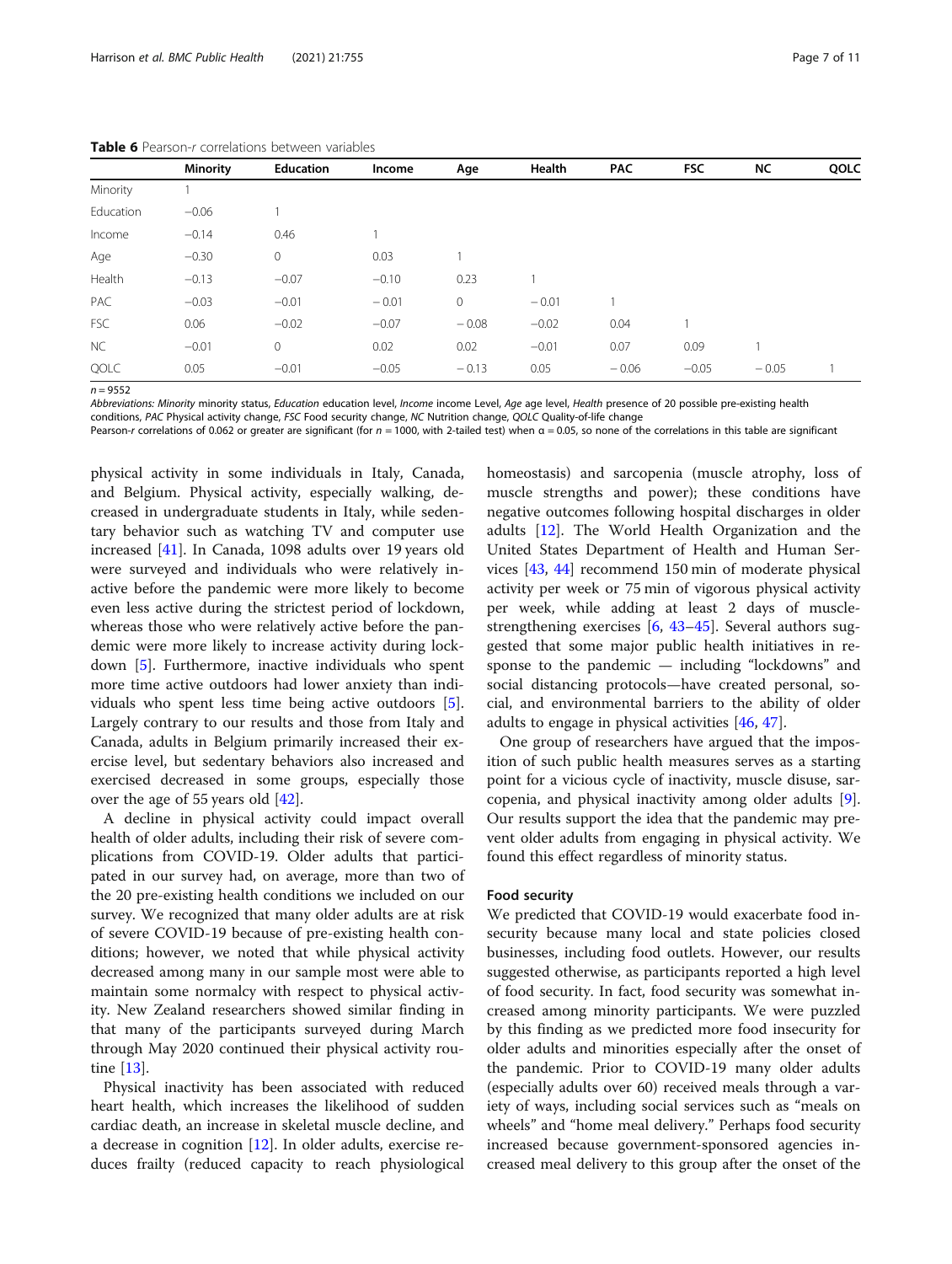**Table 6** Pearson-*r* correlations between variables

| | Minority | Education | Income | Age | Health | PAC | FSC | NC | QOLC |
|---|---|---|---|---|---|---|---|---|---|
| Minority | 1 | | | | | | | | |
| Education | −0.06 | 1 | | | | | | | |
| Income | −0.14 | 0.46 | 1 | | | | | | |
| Age | −0.30 | 0 | 0.03 | 1 | | | | | |
| Health | −0.13 | −0.07 | −0.10 | 0.23 | 1 | | | | |
| PAC | −0.03 | −0.01 | − 0.01 | 0 | − 0.01 | 1 | | | |
| FSC | 0.06 | −0.02 | −0.07 | − 0.08 | −0.02 | 0.04 | 1 | | |
| NC | −0.01 | 0 | 0.02 | 0.02 | −0.01 | 0.07 | 0.09 | 1 | |
| QOLC | 0.05 | −0.01 | −0.05 | − 0.13 | 0.05 | − 0.06 | −0.05 | − 0.05 | 1 |

*n* = 9552

*Abbreviations: Minority* minority status, *Education* education level, *Income* income Level, *Age* age level, *Health* presence of 20 possible pre-existing health conditions, *PAC* Physical activity change, *FSC* Food security change, *NC* Nutrition change, *QOLC* Quality-of-life change

Pearson-r correlations of 0.062 or greater are significant (for *n* = 1000, with 2-tailed test) when α = 0.05, so none of the correlations in this table are significant

physical activity in some individuals in Italy, Canada, and Belgium. Physical activity, especially walking, decreased in undergraduate students in Italy, while sedentary behavior such as watching TV and computer use increased [41]. In Canada, 1098 adults over 19 years old were surveyed and individuals who were relatively inactive before the pandemic were more likely to become even less active during the strictest period of lockdown, whereas those who were relatively active before the pandemic were more likely to increase activity during lockdown [5]. Furthermore, inactive individuals who spent more time active outdoors had lower anxiety than individuals who spent less time being active outdoors [5]. Largely contrary to our results and those from Italy and Canada, adults in Belgium primarily increased their exercise level, but sedentary behaviors also increased and exercised decreased in some groups, especially those over the age of 55 years old [42].

A decline in physical activity could impact overall health of older adults, including their risk of severe complications from COVID-19. Older adults that participated in our survey had, on average, more than two of the 20 pre-existing health conditions we included on our survey. We recognized that many older adults are at risk of severe COVID-19 because of pre-existing health conditions; however, we noted that while physical activity decreased among many in our sample most were able to maintain some normalcy with respect to physical activity. New Zealand researchers showed similar finding in that many of the participants surveyed during March through May 2020 continued their physical activity routine [13].

Physical inactivity has been associated with reduced heart health, which increases the likelihood of sudden cardiac death, an increase in skeletal muscle decline, and a decrease in cognition [12]. In older adults, exercise reduces frailty (reduced capacity to reach physiological homeostasis) and sarcopenia (muscle atrophy, loss of muscle strengths and power); these conditions have negative outcomes following hospital discharges in older adults [12]. The World Health Organization and the United States Department of Health and Human Services [43, 44] recommend 150 min of moderate physical activity per week or 75 min of vigorous physical activity per week, while adding at least 2 days of muscle-strengthening exercises [6, 43–45]. Several authors suggested that some major public health initiatives in response to the pandemic — including "lockdowns" and social distancing protocols—have created personal, social, and environmental barriers to the ability of older adults to engage in physical activities [46, 47].

One group of researchers have argued that the imposition of such public health measures serves as a starting point for a vicious cycle of inactivity, muscle disuse, sarcopenia, and physical inactivity among older adults [9]. Our results support the idea that the pandemic may prevent older adults from engaging in physical activity. We found this effect regardless of minority status.

#### Food security

We predicted that COVID-19 would exacerbate food insecurity because many local and state policies closed businesses, including food outlets. However, our results suggested otherwise, as participants reported a high level of food security. In fact, food security was somewhat increased among minority participants. We were puzzled by this finding as we predicted more food insecurity for older adults and minorities especially after the onset of the pandemic. Prior to COVID-19 many older adults (especially adults over 60) received meals through a variety of ways, including social services such as "meals on wheels" and "home meal delivery." Perhaps food security increased because government-sponsored agencies increased meal delivery to this group after the onset of the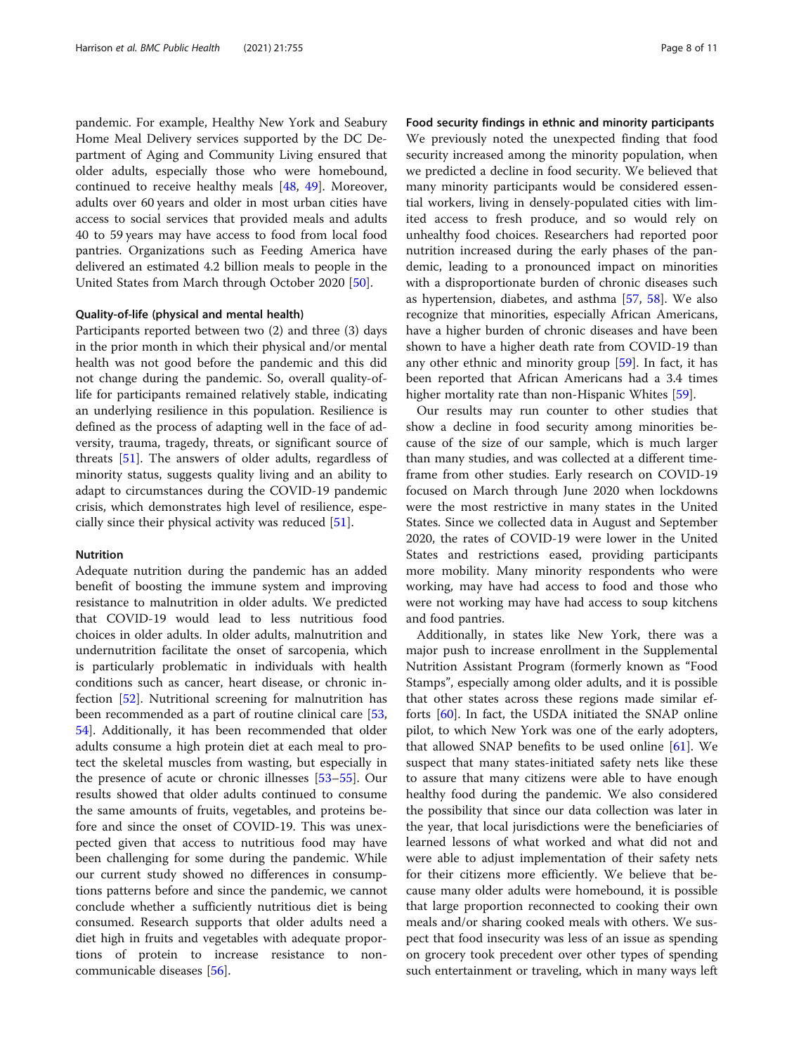pandemic. For example, Healthy New York and Seabury Home Meal Delivery services supported by the DC Department of Aging and Community Living ensured that older adults, especially those who were homebound, continued to receive healthy meals [48, 49]. Moreover, adults over 60 years and older in most urban cities have access to social services that provided meals and adults 40 to 59 years may have access to food from local food pantries. Organizations such as Feeding America have delivered an estimated 4.2 billion meals to people in the United States from March through October 2020 [50].

#### Quality-of-life (physical and mental health)

Participants reported between two (2) and three (3) days in the prior month in which their physical and/or mental health was not good before the pandemic and this did not change during the pandemic. So, overall quality-of-life for participants remained relatively stable, indicating an underlying resilience in this population. Resilience is defined as the process of adapting well in the face of adversity, trauma, tragedy, threats, or significant source of threats [51]. The answers of older adults, regardless of minority status, suggests quality living and an ability to adapt to circumstances during the COVID-19 pandemic crisis, which demonstrates high level of resilience, especially since their physical activity was reduced [51].

#### Nutrition

Adequate nutrition during the pandemic has an added benefit of boosting the immune system and improving resistance to malnutrition in older adults. We predicted that COVID-19 would lead to less nutritious food choices in older adults. In older adults, malnutrition and undernutrition facilitate the onset of sarcopenia, which is particularly problematic in individuals with health conditions such as cancer, heart disease, or chronic infection [52]. Nutritional screening for malnutrition has been recommended as a part of routine clinical care [53, 54]. Additionally, it has been recommended that older adults consume a high protein diet at each meal to protect the skeletal muscles from wasting, but especially in the presence of acute or chronic illnesses [53–55]. Our results showed that older adults continued to consume the same amounts of fruits, vegetables, and proteins before and since the onset of COVID-19. This was unexpected given that access to nutritious food may have been challenging for some during the pandemic. While our current study showed no differences in consumptions patterns before and since the pandemic, we cannot conclude whether a sufficiently nutritious diet is being consumed. Research supports that older adults need a diet high in fruits and vegetables with adequate proportions of protein to increase resistance to non-communicable diseases [56].

#### Food security findings in ethnic and minority participants

We previously noted the unexpected finding that food security increased among the minority population, when we predicted a decline in food security. We believed that many minority participants would be considered essential workers, living in densely-populated cities with limited access to fresh produce, and so would rely on unhealthy food choices. Researchers had reported poor nutrition increased during the early phases of the pandemic, leading to a pronounced impact on minorities with a disproportionate burden of chronic diseases such as hypertension, diabetes, and asthma [57, 58]. We also recognize that minorities, especially African Americans, have a higher burden of chronic diseases and have been shown to have a higher death rate from COVID-19 than any other ethnic and minority group [59]. In fact, it has been reported that African Americans had a 3.4 times higher mortality rate than non-Hispanic Whites [59].

Our results may run counter to other studies that show a decline in food security among minorities because of the size of our sample, which is much larger than many studies, and was collected at a different timeframe from other studies. Early research on COVID-19 focused on March through June 2020 when lockdowns were the most restrictive in many states in the United States. Since we collected data in August and September 2020, the rates of COVID-19 were lower in the United States and restrictions eased, providing participants more mobility. Many minority respondents who were working, may have had access to food and those who were not working may have had access to soup kitchens and food pantries.

Additionally, in states like New York, there was a major push to increase enrollment in the Supplemental Nutrition Assistant Program (formerly known as "Food Stamps", especially among older adults, and it is possible that other states across these regions made similar efforts [60]. In fact, the USDA initiated the SNAP online pilot, to which New York was one of the early adopters, that allowed SNAP benefits to be used online [61]. We suspect that many states-initiated safety nets like these to assure that many citizens were able to have enough healthy food during the pandemic. We also considered the possibility that since our data collection was later in the year, that local jurisdictions were the beneficiaries of learned lessons of what worked and what did not and were able to adjust implementation of their safety nets for their citizens more efficiently. We believe that because many older adults were homebound, it is possible that large proportion reconnected to cooking their own meals and/or sharing cooked meals with others. We suspect that food insecurity was less of an issue as spending on grocery took precedent over other types of spending such entertainment or traveling, which in many ways left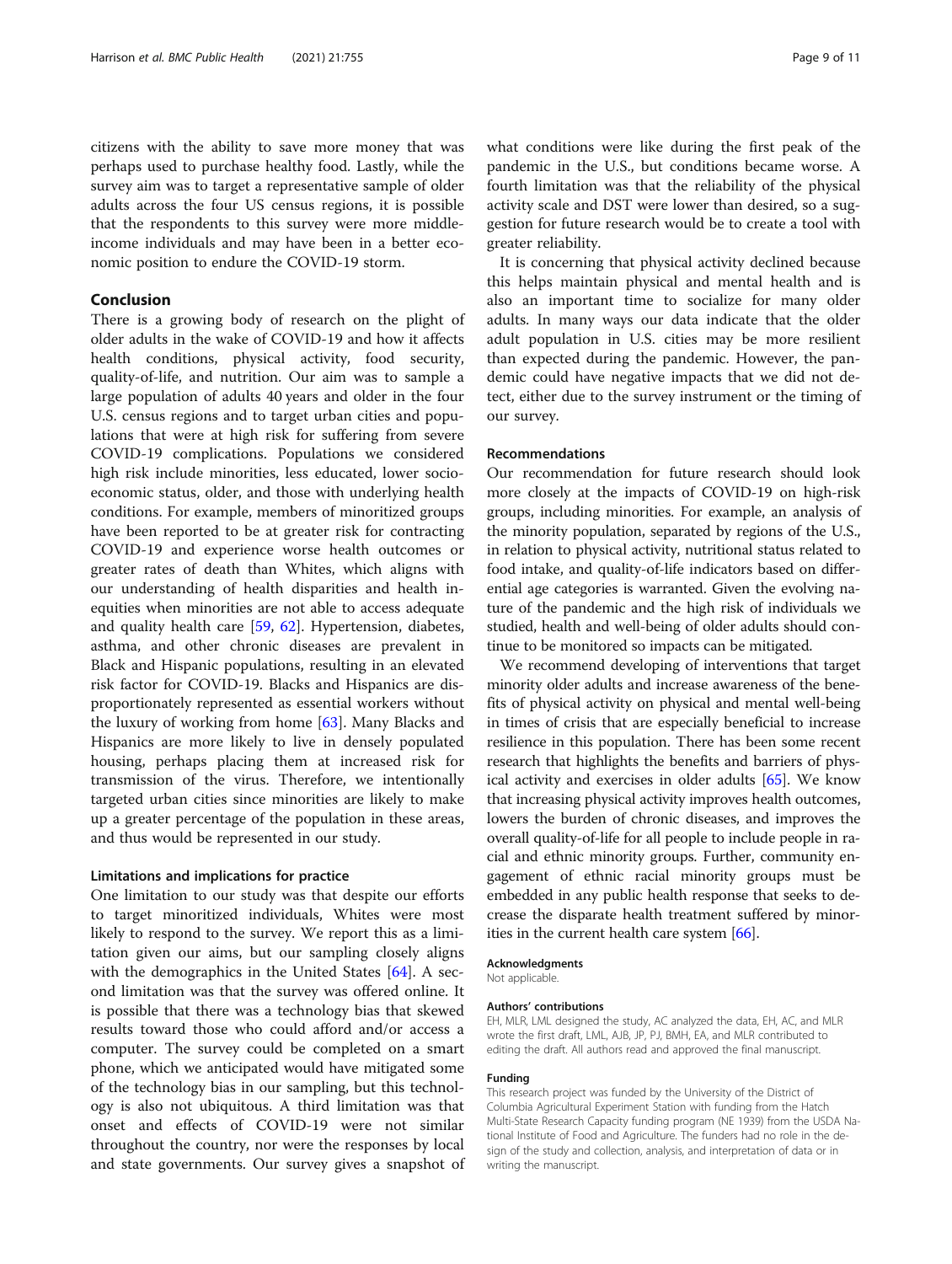citizens with the ability to save more money that was perhaps used to purchase healthy food. Lastly, while the survey aim was to target a representative sample of older adults across the four US census regions, it is possible that the respondents to this survey were more middle-income individuals and may have been in a better economic position to endure the COVID-19 storm.

## Conclusion

There is a growing body of research on the plight of older adults in the wake of COVID-19 and how it affects health conditions, physical activity, food security, quality-of-life, and nutrition. Our aim was to sample a large population of adults 40 years and older in the four U.S. census regions and to target urban cities and populations that were at high risk for suffering from severe COVID-19 complications. Populations we considered high risk include minorities, less educated, lower socioeconomic status, older, and those with underlying health conditions. For example, members of minoritized groups have been reported to be at greater risk for contracting COVID-19 and experience worse health outcomes or greater rates of death than Whites, which aligns with our understanding of health disparities and health inequities when minorities are not able to access adequate and quality health care [59, 62]. Hypertension, diabetes, asthma, and other chronic diseases are prevalent in Black and Hispanic populations, resulting in an elevated risk factor for COVID-19. Blacks and Hispanics are disproportionately represented as essential workers without the luxury of working from home [63]. Many Blacks and Hispanics are more likely to live in densely populated housing, perhaps placing them at increased risk for transmission of the virus. Therefore, we intentionally targeted urban cities since minorities are likely to make up a greater percentage of the population in these areas, and thus would be represented in our study.

### Limitations and implications for practice

One limitation to our study was that despite our efforts to target minoritized individuals, Whites were most likely to respond to the survey. We report this as a limitation given our aims, but our sampling closely aligns with the demographics in the United States [64]. A second limitation was that the survey was offered online. It is possible that there was a technology bias that skewed results toward those who could afford and/or access a computer. The survey could be completed on a smart phone, which we anticipated would have mitigated some of the technology bias in our sampling, but this technology is also not ubiquitous. A third limitation was that onset and effects of COVID-19 were not similar throughout the country, nor were the responses by local and state governments. Our survey gives a snapshot of what conditions were like during the first peak of the pandemic in the U.S., but conditions became worse. A fourth limitation was that the reliability of the physical activity scale and DST were lower than desired, so a suggestion for future research would be to create a tool with greater reliability.

It is concerning that physical activity declined because this helps maintain physical and mental health and is also an important time to socialize for many older adults. In many ways our data indicate that the older adult population in U.S. cities may be more resilient than expected during the pandemic. However, the pandemic could have negative impacts that we did not detect, either due to the survey instrument or the timing of our survey.

### Recommendations

Our recommendation for future research should look more closely at the impacts of COVID-19 on high-risk groups, including minorities. For example, an analysis of the minority population, separated by regions of the U.S., in relation to physical activity, nutritional status related to food intake, and quality-of-life indicators based on differential age categories is warranted. Given the evolving nature of the pandemic and the high risk of individuals we studied, health and well-being of older adults should continue to be monitored so impacts can be mitigated.

We recommend developing of interventions that target minority older adults and increase awareness of the benefits of physical activity on physical and mental well-being in times of crisis that are especially beneficial to increase resilience in this population. There has been some recent research that highlights the benefits and barriers of physical activity and exercises in older adults [65]. We know that increasing physical activity improves health outcomes, lowers the burden of chronic diseases, and improves the overall quality-of-life for all people to include people in racial and ethnic minority groups. Further, community engagement of ethnic racial minority groups must be embedded in any public health response that seeks to decrease the disparate health treatment suffered by minorities in the current health care system [66].

#### Acknowledgments

Not applicable.

#### Authors' contributions

EH, MLR, LML designed the study, AC analyzed the data, EH, AC, and MLR wrote the first draft, LML, AJB, JP, PJ, BMH, EA, and MLR contributed to editing the draft. All authors read and approved the final manuscript.

#### Funding

This research project was funded by the University of the District of Columbia Agricultural Experiment Station with funding from the Hatch Multi-State Research Capacity funding program (NE 1939) from the USDA National Institute of Food and Agriculture. The funders had no role in the design of the study and collection, analysis, and interpretation of data or in writing the manuscript.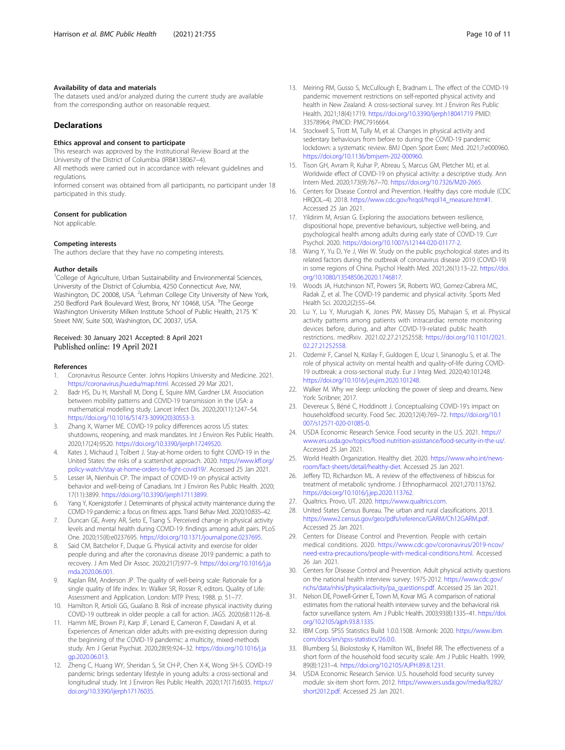### Availability of data and materials

The datasets used and/or analyzed during the current study are available from the corresponding author on reasonable request.

## Declarations

### Ethics approval and consent to participate

This research was approved by the Institutional Review Board at the University of the District of Columbia (IRB#138067–4).

All methods were carried out in accordance with relevant guidelines and regulations.

Informed consent was obtained from all participants, no participant under 18 participated in this study.

### Consent for publication

Not applicable.

### Competing interests

The authors declare that they have no competing interests.

### Author details

[1]College of Agriculture, Urban Sustainability and Environmental Sciences, University of the District of Columbia, 4250 Connecticut Ave, NW, Washington, DC 20008, USA. [2]Lehman College City University of New York, 250 Bedford Park Boulevard West, Bronx, NY 10468, USA. [3]The George Washington University Milken Institute School of Public Health, 2175 'K' Street NW, Suite 500, Washington, DC 20037, USA.

Received: 30 January 2021 Accepted: 8 April 2021
Published online: 19 April 2021

### References

1. Coronavirus Resource Center. Johns Hopkins University and Medicine. 2021. https://coronavirus.jhu.edu/map.html. Accessed 29 Mar 2021.
2. Badr HS, Du H, Marshall M, Dong E, Squire MM, Gardner LM. Association between mobility patterns and COVID-19 transmission in the USA: a mathematical modelling study. Lancet Infect Dis. 2020;20(11):1247–54. https://doi.org/10.1016/S1473-3099(20)30553-3.
3. Zhang X, Warner ME. COVID-19 policy differences across US states: shutdowns, reopening, and mask mandates. Int J Environ Res Public Health. 2020;17(24):9520. https://doi.org/10.3390/ijerph17249520.
4. Kates J, Michaud J, Tolbert J. Stay-at-home orders to fight COVID-19 in the United States: the risks of a scattershot approach. 2020. https://www.kff.org/policy-watch/stay-at-home-orders-to-fight-covid19/. Accessed 25 Jan 2021.
5. Lesser IA, Nienhuis CP. The impact of COVID-19 on physical activity behavior and well-being of Canadians. Int J Environ Res Public Health. 2020;17(11):3899. https://doi.org/10.3390/ijerph17113899.
6. Yang Y, Koenigstorfer J. Determinants of physical activity maintenance during the COVID-19 pandemic: a focus on fitness apps. Transl Behav Med. 2020;10:835–42.
7. Duncan GE, Avery AR, Seto E, Tsang S. Perceived change in physical activity levels and mental health during COVID-19: findings among adult pairs. PLoS One. 2020;15(8):e0237695. https://doi.org/10.1371/journal.pone.0237695.
8. Said CM, Batchelor F, Duque G. Physical activity and exercise for older people during and after the coronavirus disease 2019 pandemic: a path to recovery. J Am Med Dir Assoc. 2020;21(7):977–9. https://doi.org/10.1016/j.jamda.2020.06.001.
9. Kaplan RM, Anderson JP. The quality of well-being scale: Rationale for a single quality of life index. In: Walker SR, Rosser R, editors. Quality of Life: Assessment and Application. London: MTP Press; 1988. p. 51–77.
10. Hamilton R, Artioli GG, Gualano B. Risk of increase physical inactivity during COVID-19 outbreak in older people: a call for action. JAGS. 2020;68:1126–8.
11. Hamm ME, Brown PJ, Karp JF, Lenard E, Cameron F, Dawdani A, et al. Experiences of American older adults with pre-existing depression during the beginning of the COVID-19 pandemic: a multicity, mixed-methods study. Am J Geriat Psychiat. 2020;28(9):924–32. https://doi.org/10.1016/j.jagp.2020.06.013.
12. Zheng C, Huang WY, Sheridan S, Sit CH-P, Chen X-K, Wong SH-S. COVID-19 pandemic brings sedentary lifestyle in young adults: a cross-sectional and longitudinal study. Int J Environ Res Public Health. 2020;17(17):6035. https://doi.org/10.3390/ijerph17176035.
13. Meiring RM, Gusso S, McCullough E, Bradnam L. The effect of the COVID-19 pandemic movement restrictions on self-reported physical activity and health in New Zealand: A cross-sectional survey. Int J Environ Res Public Health. 2021;18(4):1719. https://doi.org/10.3390/ijerph18041719 PMID: 33578964; PMCID: PMC7916664.
14. Stockwell S, Trott M, Tully M, et al. Changes in physical activity and sedentary behaviours from before to during the COVID-19 pandemic lockdown: a systematic review. BMJ Open Sport Exerc Med. 2021;7:e000960. https://doi.org/10.1136/bmjsem-202-000960.
15. Tison GH, Avram R, Kuhar P, Abreau S, Marcus GM, Pletcher MJ, et al. Worldwide effect of COVID-19 on physical activity: a descriptive study. Ann Intern Med. 2020;173(9):767–70. https://doi.org/10.7326/M20-2665.
16. Centers for Disease Control and Prevention. Healthy days core module (CDC HRQOL–4). 2018. https://www.cdc.gov/hrqol/hrqol14_measure.htm#1. Accessed 25 Jan 2021.
17. Yildirim M, Arslan G. Exploring the associations between resilience, dispositional hope, preventive behaviours, subjective well-being, and psychological health among adults during early state of COVID-19. Curr Psychol. 2020. https://doi.org/10.1007/s12144-020-01177-2.
18. Wang Y, Yu D, Ye J, Wei W. Study on the public psychological states and its related factors during the outbreak of coronavirus disease 2019 (COVID-19) in some regions of China. Psychol Health Med. 2021;26(1):13–22. https://doi.org/10.1080/13548506.2020.1746817.
19. Woods JA, Hutchinson NT, Powers SK, Roberts WO, Gomez-Cabrera MC, Radak Z, et al. The COVID-19 pandemic and physical activity. Sports Med Health Sci. 2020;2(2):55–64.
20. Lu Y, Lu Y, Murugiah K, Jones PW, Massey DS, Mahajan S, et al. Physical activity patterns among patients with intracardiac remote monitoring devices before, during, and after COVID-19-related public health restrictions. medRxiv. 2021.02.27.21252558; https://doi.org/10.1101/2021.02.27.21252558.
21. Ozdemir F, Cansel N, Kizilay F, Guldogen E, Ucuz I, Sinanoglu S, et al. The role of physical activity on mental health and quality-of-life during COVID-19 outbreak: a cross-sectional study. Eur J Integ Med. 2020;40:101248. https://doi.org/10.1016/j.eujim.2020.101248.
22. Walker M. Why we sleep: unlocking the power of sleep and dreams. New York: Scribner; 2017.
23. Devereux S, Béné C, Hoddinott J. Conceptualising COVID-19's impact on householdfood security. Food Sec. 2020;12(4):769–72. https://doi.org/10.1007/s12571-020-01085-0.
24. USDA Economic Research Service. Food security in the U.S. 2021. https://www.ers.usda.gov/topics/food-nutrition-assistance/food-security-in-the-us/. Accessed 25 Jan 2021.
25. World Health Organization. Healthy diet. 2020. https://www.who.int/news-room/fact-sheets/detail/healthy-diet. Accessed 25 Jan 2021.
26. Jeffery TD, Richardson ML. A review of the effectiveness of hibiscus for treatment of metabolic syndrome. J Ethnopharmacol. 2021;270:113762. https://doi.org/10.1016/j.jep.2020.113762.
27. Qualtrics. Provo, UT. 2020. https://www.qualtrics.com.
28. United States Census Bureau. The urban and rural classifications. 2013. https://www2.census.gov/geo/pdfs/reference/GARM/Ch12GARM.pdf. Accessed 25 Jan 2021.
29. Centers for Disease Control and Prevention. People with certain medical conditions. 2020. https://www.cdc.gov/coronavirus/2019-ncov/need-extra-precautions/people-with-medical-conditions.html. Accessed 26 Jan 2021.
30. Centers for Disease Control and Prevention. Adult physical activity questions on the national health interview survey: 1975-2012. https://www.cdc.gov/nchs/data/nhis/physicalactivity/pa_questions.pdf. Accessed 25 Jan 2021.
31. Nelson DE, Powell-Griner E, Town M, Kovar MG. A comparison of national estimates from the national health interview survey and the behavioral risk factor surveillance system. Am J Public Health. 2003;93(8):1335–41. https://doi.org/10.2105/ajph.93.8.1335.
32. IBM Corp. SPSS Statistics Build 1.0.0.1508. Armonk: 2020. https://www.ibm.com/docs/en/spss-statistics/26.0.0.
33. Blumberg SJ, Biolostosky K, Hamilton WL, Briefel RR. The effectiveness of a short form of the household food security scale. Am J Public Health. 1999;89(8):1231–4. https://doi.org/10.2105/AJPH.89.8.1231.
34. USDA Economic Research Service. U.S. household food security survey module: six-item short form. 2012. https://www.ers.usda.gov/media/8282/short2012.pdf. Accessed 25 Jan 2021.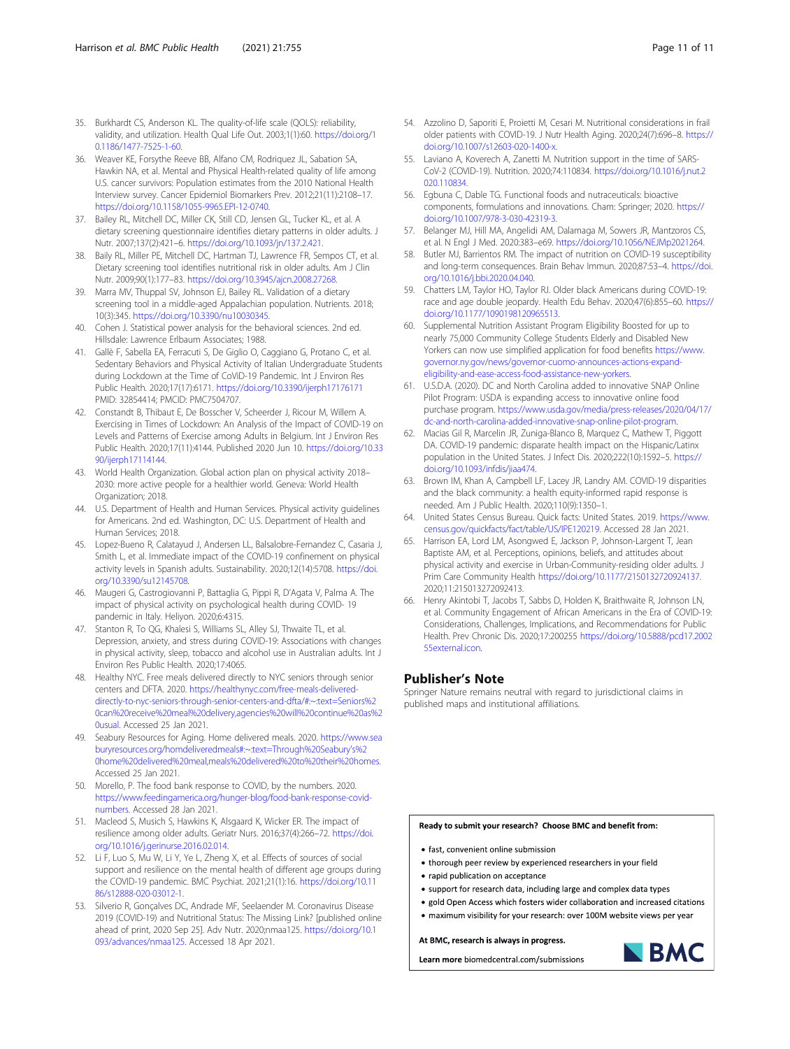35. Burkhardt CS, Anderson KL. The quality-of-life scale (QOLS): reliability, validity, and utilization. Health Qual Life Out. 2003;1(1):60. https://doi.org/10.1186/1477-7525-1-60.
36. Weaver KE, Forsythe Reeve BB, Alfano CM, Rodriquez JL, Sabation SA, Hawkin NA, et al. Mental and Physical Health-related quality of life among U.S. cancer survivors: Population estimates from the 2010 National Health Interview survey. Cancer Epidemiol Biomarkers Prev. 2012;21(11):2108–17. https://doi.org/10.1158/1055-9965.EPI-12-0740.
37. Bailey RL, Mitchell DC, Miller CK, Still CD, Jensen GL, Tucker KL, et al. A dietary screening questionnaire identifies dietary patterns in older adults. J Nutr. 2007;137(2):421–6. https://doi.org/10.1093/jn/137.2.421.
38. Baily RL, Miller PE, Mitchell DC, Hartman TJ, Lawrence FR, Sempos CT, et al. Dietary screening tool identifies nutritional risk in older adults. Am J Clin Nutr. 2009;90(1):177–83. https://doi.org/10.3945/ajcn.2008.27268.
39. Marra MV, Thuppal SV, Johnson EJ, Bailey RL. Validation of a dietary screening tool in a middle-aged Appalachian population. Nutrients. 2018; 10(3):345. https://doi.org/10.3390/nu10030345.
40. Cohen J. Statistical power analysis for the behavioral sciences. 2nd ed. Hillsdale: Lawrence Erlbaum Associates; 1988.
41. Gallè F, Sabella EA, Ferracuti S, De Giglio O, Caggiano G, Protano C, et al. Sedentary Behaviors and Physical Activity of Italian Undergraduate Students during Lockdown at the Time of CoViD-19 Pandemic. Int J Environ Res Public Health. 2020;17(17):6171. https://doi.org/10.3390/ijerph17176171 PMID: 32854414; PMCID: PMC7504707.
42. Constandt B, Thibaut E, De Bosscher V, Scheerder J, Ricour M, Willem A. Exercising in Times of Lockdown: An Analysis of the Impact of COVID-19 on Levels and Patterns of Exercise among Adults in Belgium. Int J Environ Res Public Health. 2020;17(11):4144. Published 2020 Jun 10. https://doi.org/10.3390/ijerph17114144.
43. World Health Organization. Global action plan on physical activity 2018–2030: more active people for a healthier world. Geneva: World Health Organization; 2018.
44. U.S. Department of Health and Human Services. Physical activity guidelines for Americans. 2nd ed. Washington, DC: U.S. Department of Health and Human Services; 2018.
45. Lopez-Bueno R, Calatayud J, Andersen LL, Balsalobre-Fernandez C, Casaria J, Smith L, et al. Immediate impact of the COVID-19 confinement on physical activity levels in Spanish adults. Sustainability. 2020;12(14):5708. https://doi.org/10.3390/su12145708.
46. Maugeri G, Castrogiovanni P, Battaglia G, Pippi R, D'Agata V, Palma A. The impact of physical activity on psychological health during COVID- 19 pandemic in Italy. Heliyon. 2020;6:4315.
47. Stanton R, To QG, Khalesi S, Williams SL, Alley SJ, Thwaite TL, et al. Depression, anxiety, and stress during COVID-19: Associations with changes in physical activity, sleep, tobacco and alcohol use in Australian adults. Int J Environ Res Public Health. 2020;17:4065.
48. Healthy NYC. Free meals delivered directly to NYC seniors through senior centers and DFTA. 2020. https://healthynyc.com/free-meals-delivered-directly-to-nyc-seniors-through-senior-centers-and-dfta/#:~:text=Seniors%20can%20receive%20meal%20delivery,agencies%20will%20continue%20as%20usual. Accessed 25 Jan 2021.
49. Seabury Resources for Aging. Home delivered meals. 2020. https://www.seaburyresources.org/homdeliveredmeals#:~:text=Through%20Seabury's%20home%20delivered%20meal,meals%20delivered%20to%20their%20homes. Accessed 25 Jan 2021.
50. Morello, P. The food bank response to COVID, by the numbers. 2020. https://www.feedingamerica.org/hunger-blog/food-bank-response-covid-numbers. Accessed 28 Jan 2021.
51. Macleod S, Musich S, Hawkins K, Alsgaard K, Wicker ER. The impact of resilience among older adults. Geriatr Nurs. 2016;37(4):266–72. https://doi.org/10.1016/j.gerinurse.2016.02.014.
52. Li F, Luo S, Mu W, Li Y, Ye L, Zheng X, et al. Effects of sources of social support and resilience on the mental health of different age groups during the COVID-19 pandemic. BMC Psychiat. 2021;21(1):16. https://doi.org/10.1186/s12888-020-03012-1.
53. Silverio R, Gonçalves DC, Andrade MF, Seelaender M. Coronavirus Disease 2019 (COVID-19) and Nutritional Status: The Missing Link? [published online ahead of print, 2020 Sep 25]. Adv Nutr. 2020;nmaa125. https://doi.org/10.1093/advances/nmaa125. Accessed 18 Apr 2021.
54. Azzolino D, Saporiti E, Proietti M, Cesari M. Nutritional considerations in frail older patients with COVID-19. J Nutr Health Aging. 2020;24(7):696–8. https://doi.org/10.1007/s12603-020-1400-x.
55. Laviano A, Koverech A, Zanetti M. Nutrition support in the time of SARS-CoV-2 (COVID-19). Nutrition. 2020;74:110834. https://doi.org/10.1016/j.nut.2020.110834.
56. Egbuna C, Dable TG. Functional foods and nutraceuticals: bioactive components, formulations and innovations. Cham: Springer; 2020. https://doi.org/10.1007/978-3-030-42319-3.
57. Belanger MJ, Hill MA, Angelidi AM, Dalamaga M, Sowers JR, Mantzoros CS, et al. N Engl J Med. 2020:383–e69. https://doi.org/10.1056/NEJMp2021264.
58. Butler MJ, Barrientos RM. The impact of nutrition on COVID-19 susceptibility and long-term consequences. Brain Behav Immun. 2020;87:53–4. https://doi.org/10.1016/j.bbi.2020.04.040.
59. Chatters LM, Taylor HO, Taylor RJ. Older black Americans during COVID-19: race and age double jeopardy. Health Edu Behav. 2020;47(6):855–60. https://doi.org/10.1177/1090198120965513.
60. Supplemental Nutrition Assistant Program Eligibility Boosted for up to nearly 75,000 Community College Students Elderly and Disabled New Yorkers can now use simplified application for food benefits https://www.governor.ny.gov/news/governor-cuomo-announces-actions-expand-eligibility-and-ease-access-food-assistance-new-yorkers.
61. U.S.D.A. (2020). DC and North Carolina added to innovative SNAP Online Pilot Program: USDA is expanding access to innovative online food purchase program. https://www.usda.gov/media/press-releases/2020/04/17/dc-and-north-carolina-added-innovative-snap-online-pilot-program.
62. Macias Gil R, Marcelin JR, Zuniga-Blanco B, Marquez C, Mathew T, Piggott DA. COVID-19 pandemic: disparate health impact on the Hispanic/Latinx population in the United States. J Infect Dis. 2020;222(10):1592–5. https://doi.org/10.1093/infdis/jiaa474.
63. Brown IM, Khan A, Campbell LF, Lacey JR, Landry AM. COVID-19 disparities and the black community: a health equity-informed rapid response is needed. Am J Public Health. 2020;110(9):1350–1.
64. United States Census Bureau. Quick facts: United States. 2019. https://www.census.gov/quickfacts/fact/table/US/IPE120219. Accessed 28 Jan 2021.
65. Harrison EA, Lord LM, Asongwed E, Jackson P, Johnson-Largent T, Jean Baptiste AM, et al. Perceptions, opinions, beliefs, and attitudes about physical activity and exercise in Urban-Community-residing older adults. J Prim Care Community Health https://doi.org/10.1177/2150132720924137. 2020;11:215013272092413.
66. Henry Akintobi T, Jacobs T, Sabbs D, Holden K, Braithwaite R, Johnson LN, et al. Community Engagement of African Americans in the Era of COVID-19: Considerations, Challenges, Implications, and Recommendations for Public Health. Prev Chronic Dis. 2020;17:200255 https://doi.org/10.5888/pcd17.200255external.icon.

## Publisher's Note

Springer Nature remains neutral with regard to jurisdictional claims in published maps and institutional affiliations.

**Ready to submit your research? Choose BMC and benefit from:**

- fast, convenient online submission
- thorough peer review by experienced researchers in your field
- rapid publication on acceptance
- support for research data, including large and complex data types
- gold Open Access which fosters wider collaboration and increased citations
- maximum visibility for your research: over 100M website views per year

**At BMC, research is always in progress.**

**Learn more** biomedcentral.com/submissions

BMC